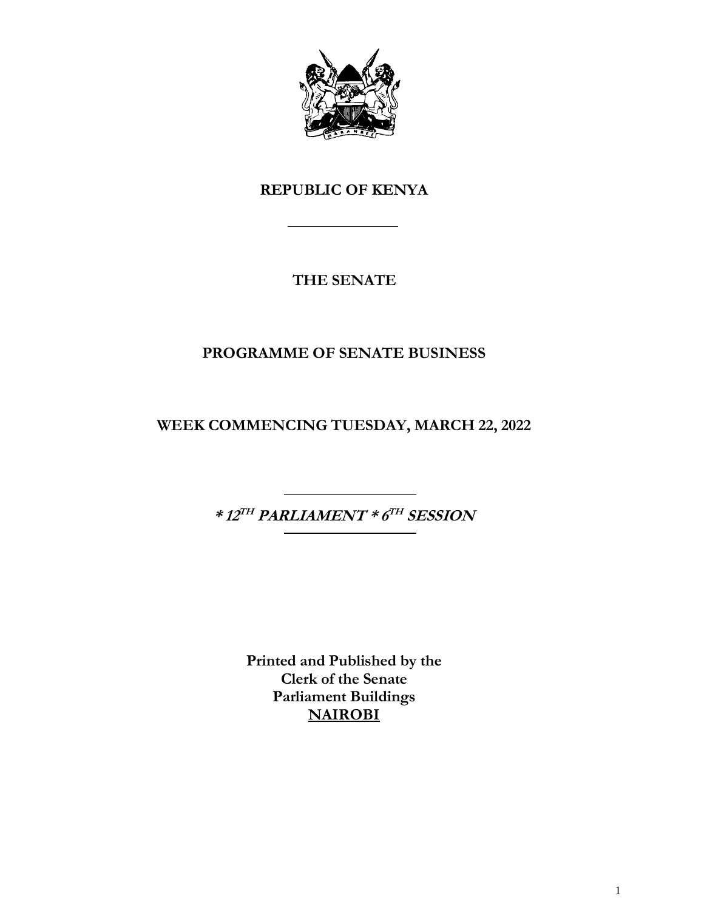# REPUBLIC OF KENYA

---

## THE SENATE

## PROGRAMME OF SENATE BUSINESS

## WEEK COMMENCING TUESDAY, MARCH 22, 2022

---

***\* 12$^{TH}$ PARLIAMENT \* 6$^{TH}$ SESSION***

---

**Printed and Published by the**
**Clerk of the Senate**
**Parliament Buildings**
**NAIROBI**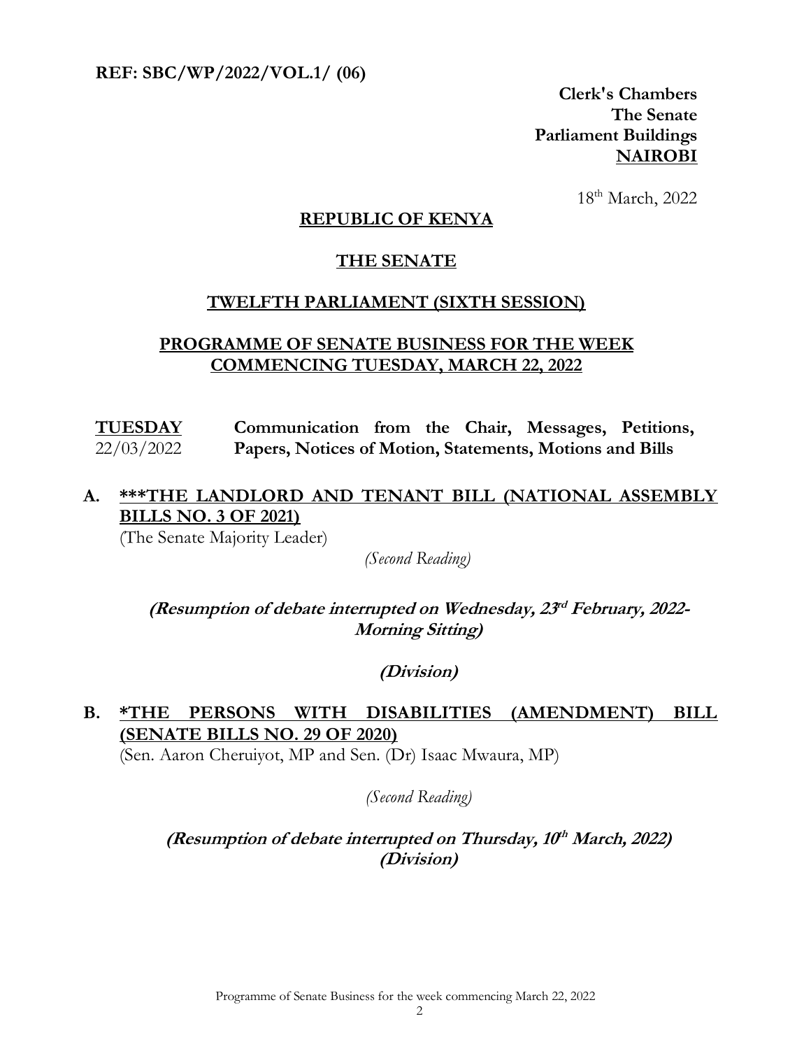**REF: SBC/WP/2022/VOL.1/ (06)**

**Clerk's Chambers**
**The Senate**
**Parliament Buildings**
**NAIROBI**

18th March, 2022

## REPUBLIC OF KENYA

## THE SENATE

## TWELFTH PARLIAMENT (SIXTH SESSION)

## PROGRAMME OF SENATE BUSINESS FOR THE WEEK COMMENCING TUESDAY, MARCH 22, 2022

**TUESDAY** 22/03/2022 — **Communication from the Chair, Messages, Petitions, Papers, Notices of Motion, Statements, Motions and Bills**

**A. ***THE LANDLORD AND TENANT BILL (NATIONAL ASSEMBLY BILLS NO. 3 OF 2021)**

(The Senate Majority Leader)

*(Second Reading)*

***(Resumption of debate interrupted on Wednesday, 23rd February, 2022- Morning Sitting)***

***(Division)***

**B. *THE PERSONS WITH DISABILITIES (AMENDMENT) BILL (SENATE BILLS NO. 29 OF 2020)**

(Sen. Aaron Cheruiyot, MP and Sen. (Dr) Isaac Mwaura, MP)

*(Second Reading)*

***(Resumption of debate interrupted on Thursday, 10th March, 2022)***
***(Division)***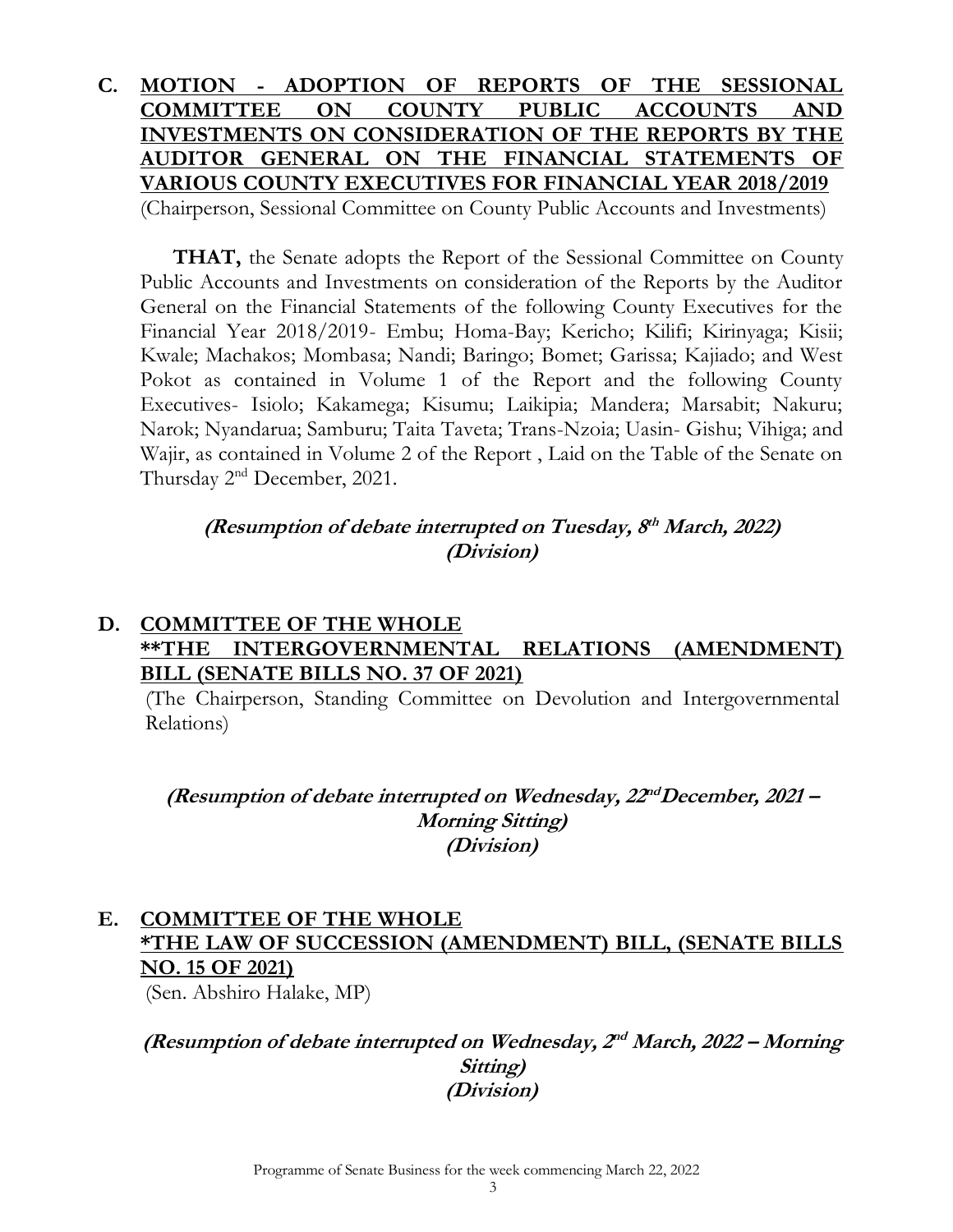## C. MOTION - ADOPTION OF REPORTS OF THE SESSIONAL COMMITTEE ON COUNTY PUBLIC ACCOUNTS AND INVESTMENTS ON CONSIDERATION OF THE REPORTS BY THE AUDITOR GENERAL ON THE FINANCIAL STATEMENTS OF VARIOUS COUNTY EXECUTIVES FOR FINANCIAL YEAR 2018/2019

(Chairperson, Sessional Committee on County Public Accounts and Investments)

**THAT,** the Senate adopts the Report of the Sessional Committee on County Public Accounts and Investments on consideration of the Reports by the Auditor General on the Financial Statements of the following County Executives for the Financial Year 2018/2019- Embu; Homa-Bay; Kericho; Kilifi; Kirinyaga; Kisii; Kwale; Machakos; Mombasa; Nandi; Baringo; Bomet; Garissa; Kajiado; and West Pokot as contained in Volume 1 of the Report and the following County Executives- Isiolo; Kakamega; Kisumu; Laikipia; Mandera; Marsabit; Nakuru; Narok; Nyandarua; Samburu; Taita Taveta; Trans-Nzoia; Uasin- Gishu; Vihiga; and Wajir, as contained in Volume 2 of the Report , Laid on the Table of the Senate on Thursday 2nd December, 2021.

***(Resumption of debate interrupted on Tuesday, 8th March, 2022)***
***(Division)***

## D. COMMITTEE OF THE WHOLE
## **THE INTERGOVERNMENTAL RELATIONS (AMENDMENT) BILL (SENATE BILLS NO. 37 OF 2021)

(The Chairperson, Standing Committee on Devolution and Intergovernmental Relations)

***(Resumption of debate interrupted on Wednesday, 22nd December, 2021 – Morning Sitting)***
***(Division)***

## E. COMMITTEE OF THE WHOLE
## *THE LAW OF SUCCESSION (AMENDMENT) BILL, (SENATE BILLS NO. 15 OF 2021)

(Sen. Abshiro Halake, MP)

***(Resumption of debate interrupted on Wednesday, 2nd March, 2022 – Morning Sitting)***
***(Division)***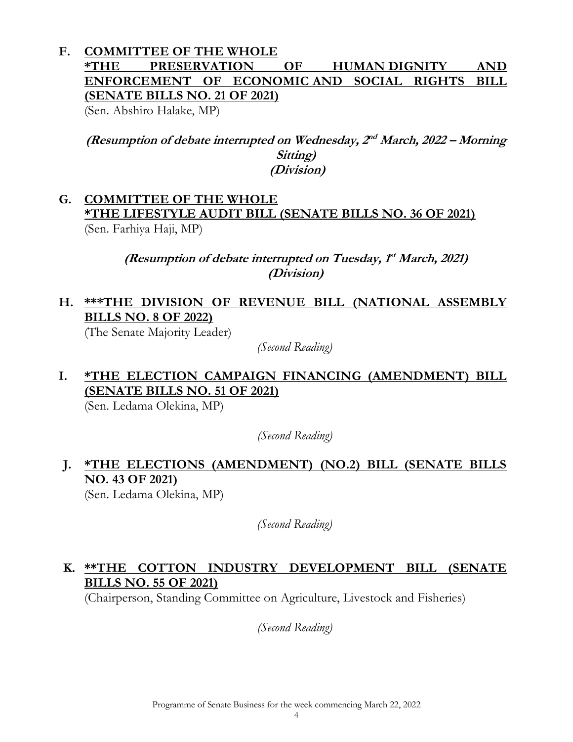**F. COMMITTEE OF THE WHOLE**
**\*THE PRESERVATION OF HUMAN DIGNITY AND ENFORCEMENT OF ECONOMIC AND SOCIAL RIGHTS BILL (SENATE BILLS NO. 21 OF 2021)**
(Sen. Abshiro Halake, MP)

***(Resumption of debate interrupted on Wednesday, 2nd March, 2022 – Morning Sitting)***
***(Division)***

**G. COMMITTEE OF THE WHOLE**
**\*THE LIFESTYLE AUDIT BILL (SENATE BILLS NO. 36 OF 2021)**
(Sen. Farhiya Haji, MP)

***(Resumption of debate interrupted on Tuesday, 1st March, 2021)***
***(Division)***

**H. \*\*\*THE DIVISION OF REVENUE BILL (NATIONAL ASSEMBLY BILLS NO. 8 OF 2022)**
(The Senate Majority Leader)

*(Second Reading)*

**I. \*THE ELECTION CAMPAIGN FINANCING (AMENDMENT) BILL (SENATE BILLS NO. 51 OF 2021)**
(Sen. Ledama Olekina, MP)

*(Second Reading)*

**J. \*THE ELECTIONS (AMENDMENT) (NO.2) BILL (SENATE BILLS NO. 43 OF 2021)**
(Sen. Ledama Olekina, MP)

*(Second Reading)*

**K. \*\*THE COTTON INDUSTRY DEVELOPMENT BILL (SENATE BILLS NO. 55 OF 2021)**
(Chairperson, Standing Committee on Agriculture, Livestock and Fisheries)

*(Second Reading)*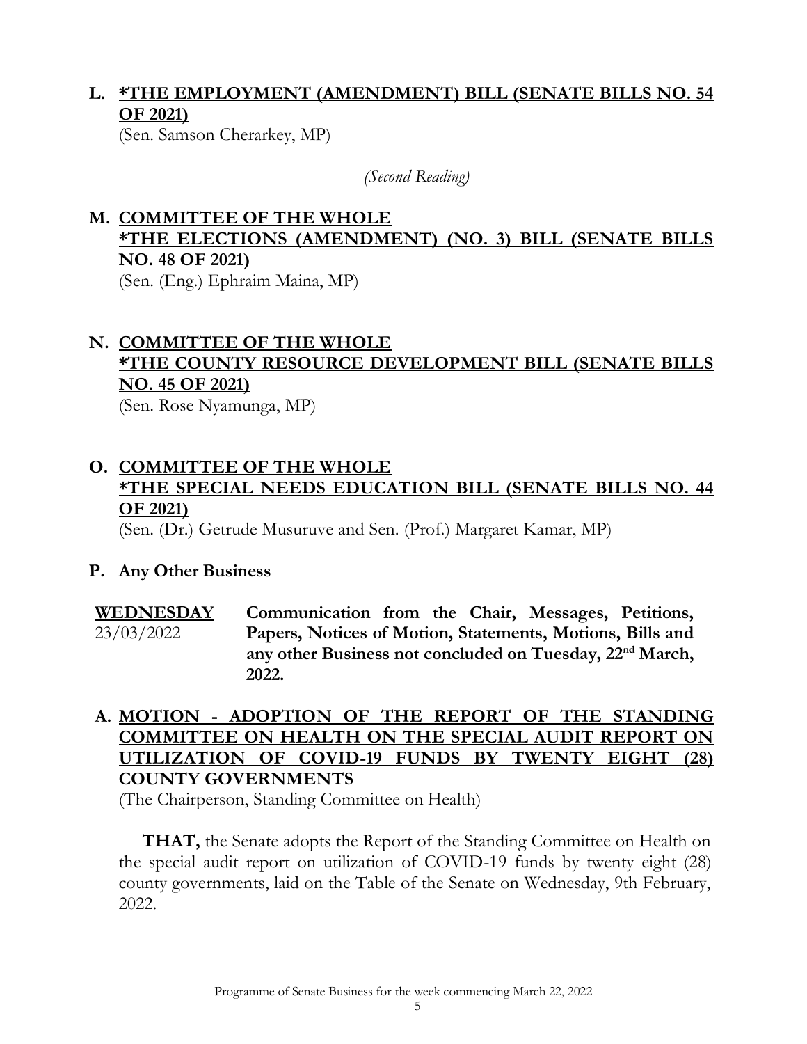**L. <u>\*THE EMPLOYMENT (AMENDMENT) BILL (SENATE BILLS NO. 54 OF 2021)</u>**

(Sen. Samson Cherarkey, MP)

*(Second Reading)*

**M. <u>COMMITTEE OF THE WHOLE</u>**
**<u>\*THE ELECTIONS (AMENDMENT) (NO. 3) BILL (SENATE BILLS NO. 48 OF 2021)</u>**

(Sen. (Eng.) Ephraim Maina, MP)

**N. <u>COMMITTEE OF THE WHOLE</u>**
**<u>\*THE COUNTY RESOURCE DEVELOPMENT BILL (SENATE BILLS NO. 45 OF 2021)</u>**

(Sen. Rose Nyamunga, MP)

**O. <u>COMMITTEE OF THE WHOLE</u>**
**<u>\*THE SPECIAL NEEDS EDUCATION BILL (SENATE BILLS NO. 44 OF 2021)</u>**

(Sen. (Dr.) Getrude Musuruve and Sen. (Prof.) Margaret Kamar, MP)

**P. Any Other Business**

**<u>WEDNESDAY</u>**
23/03/2022

**Communication from the Chair, Messages, Petitions, Papers, Notices of Motion, Statements, Motions, Bills and any other Business not concluded on Tuesday, 22nd March, 2022.**

**A. <u>MOTION - ADOPTION OF THE REPORT OF THE STANDING COMMITTEE ON HEALTH ON THE SPECIAL AUDIT REPORT ON UTILIZATION OF COVID-19 FUNDS BY TWENTY EIGHT (28) COUNTY GOVERNMENTS</u>**

(The Chairperson, Standing Committee on Health)

**THAT,** the Senate adopts the Report of the Standing Committee on Health on the special audit report on utilization of COVID-19 funds by twenty eight (28) county governments, laid on the Table of the Senate on Wednesday, 9th February, 2022.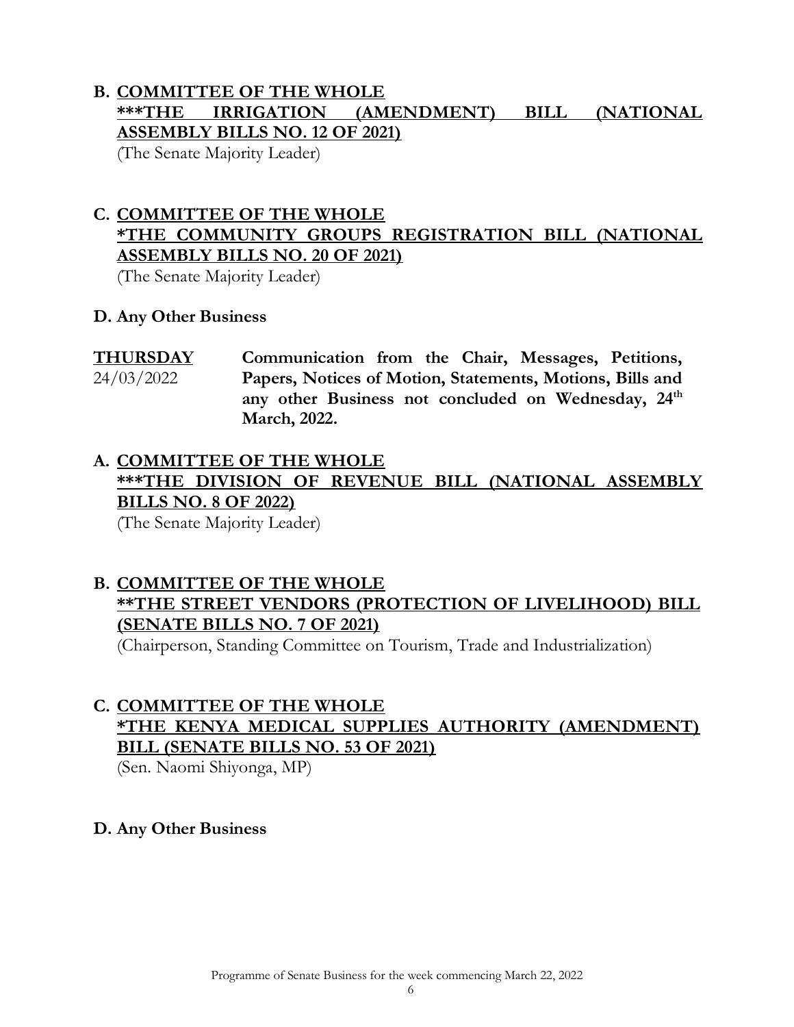**B. <u>COMMITTEE OF THE WHOLE</u>**
**<u>***THE IRRIGATION (AMENDMENT) BILL (NATIONAL ASSEMBLY BILLS NO. 12 OF 2021)</u>**
(The Senate Majority Leader)

**C. <u>COMMITTEE OF THE WHOLE</u>**
**<u>*THE COMMUNITY GROUPS REGISTRATION BILL (NATIONAL ASSEMBLY BILLS NO. 20 OF 2021)</u>**
(The Senate Majority Leader)

**D. Any Other Business**

**<u>THURSDAY</u>** 24/03/2022 — **Communication from the Chair, Messages, Petitions, Papers, Notices of Motion, Statements, Motions, Bills and any other Business not concluded on Wednesday, 24th March, 2022.**

**A. <u>COMMITTEE OF THE WHOLE</u>**
**<u>***THE DIVISION OF REVENUE BILL (NATIONAL ASSEMBLY BILLS NO. 8 OF 2022)</u>**
(The Senate Majority Leader)

**B. <u>COMMITTEE OF THE WHOLE</u>**
**<u>**THE STREET VENDORS (PROTECTION OF LIVELIHOOD) BILL (SENATE BILLS NO. 7 OF 2021)</u>**
(Chairperson, Standing Committee on Tourism, Trade and Industrialization)

**C. <u>COMMITTEE OF THE WHOLE</u>**
**<u>*THE KENYA MEDICAL SUPPLIES AUTHORITY (AMENDMENT) BILL (SENATE BILLS NO. 53 OF 2021)</u>**
(Sen. Naomi Shiyonga, MP)

**D. Any Other Business**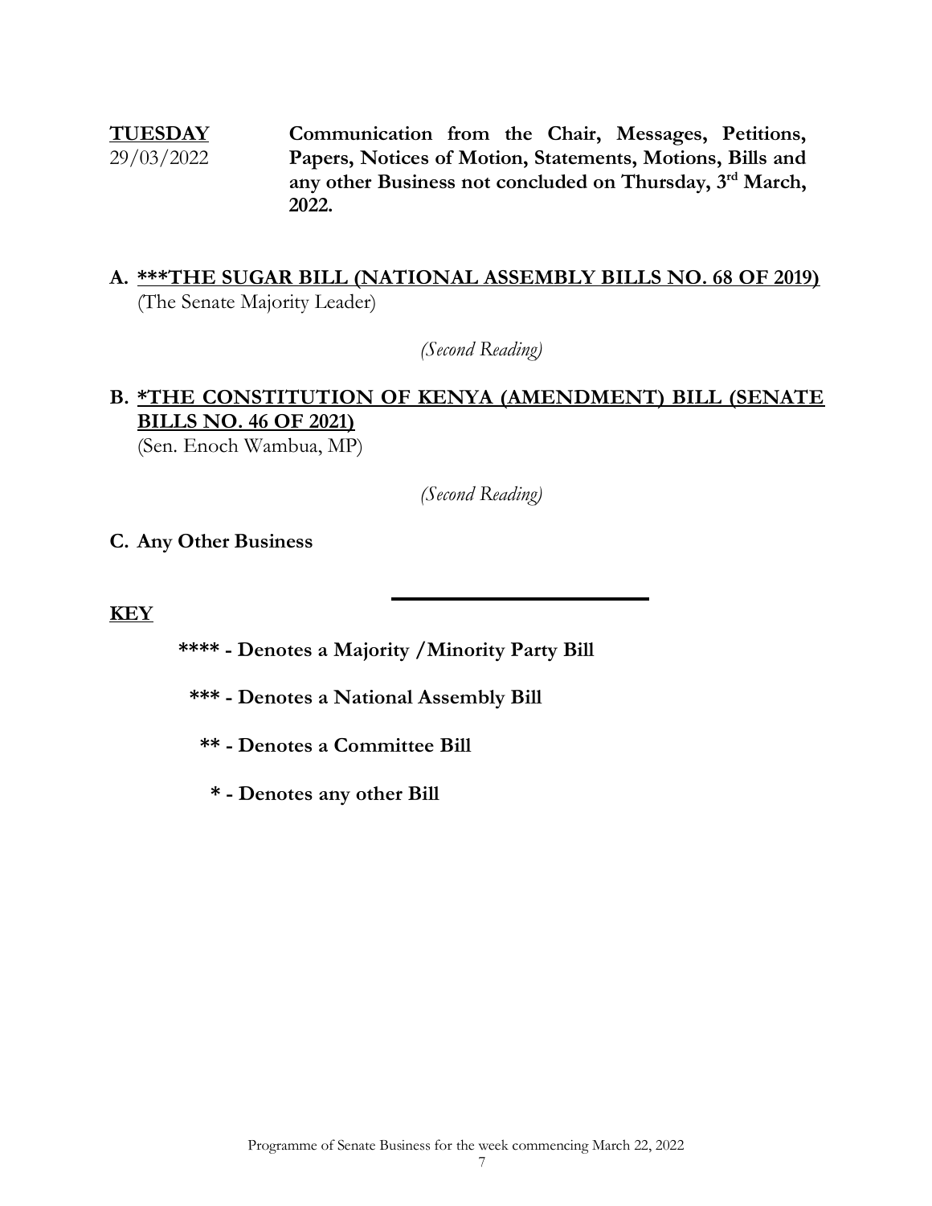**TUESDAY**
29/03/2022

**Communication from the Chair, Messages, Petitions, Papers, Notices of Motion, Statements, Motions, Bills and any other Business not concluded on Thursday, 3rd March, 2022.**

**A. <u>***THE SUGAR BILL (NATIONAL ASSEMBLY BILLS NO. 68 OF 2019)</u>**
(The Senate Majority Leader)

*(Second Reading)*

**B. <u>*THE CONSTITUTION OF KENYA (AMENDMENT) BILL (SENATE BILLS NO. 46 OF 2021)</u>**
(Sen. Enoch Wambua, MP)

*(Second Reading)*

**C. Any Other Business**

---

**<u>KEY</u>**

**\*\*\*\* - Denotes a Majority /Minority Party Bill**

**\*\*\* - Denotes a National Assembly Bill**

**\*\* - Denotes a Committee Bill**

**\* - Denotes any other Bill**